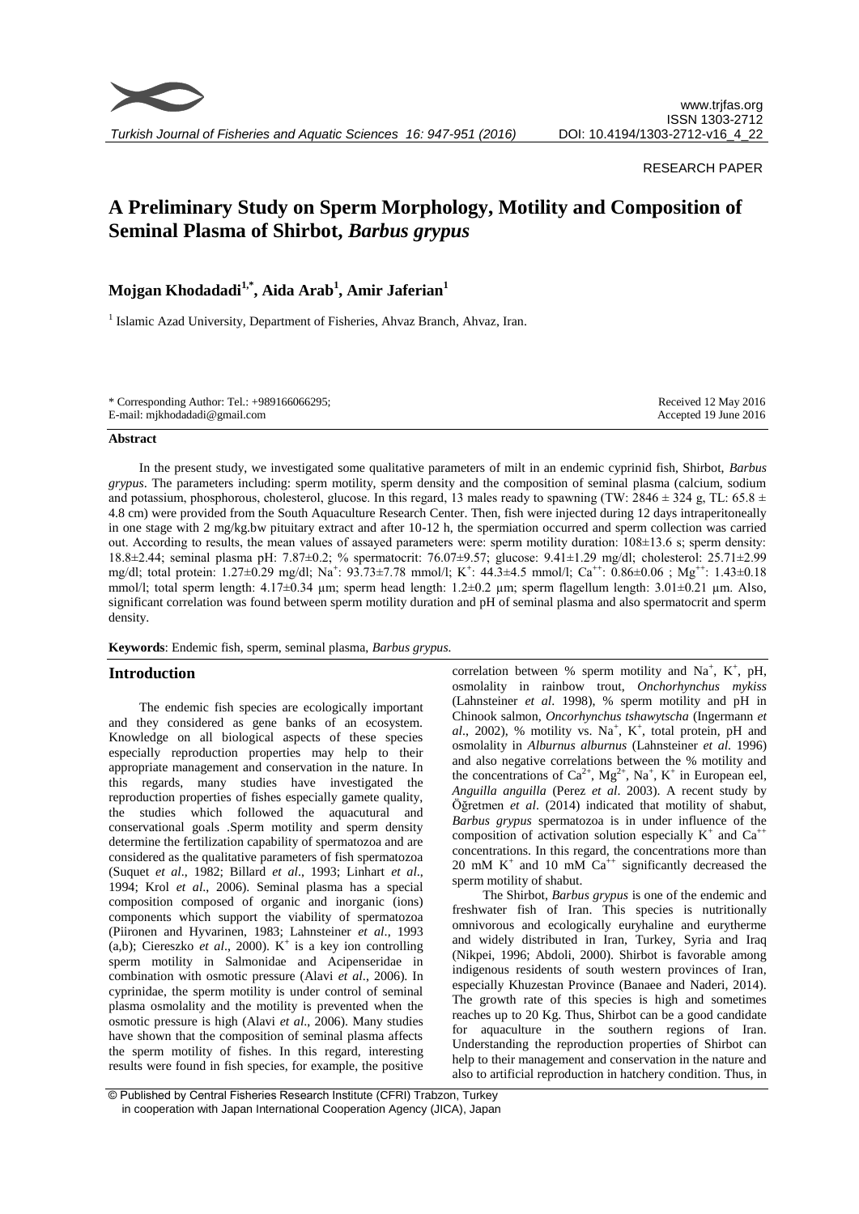RESEARCH PAPER

# A Preliminary Study on Sperm Morphology, Motility and Composition of Seminal Plasma of Shirbot, *Barbus grypus*

## Mojgan Khodadadi[1,*], Aida Arab[1], Amir Jaferian[1]

[1] Islamic Azad University, Department of Fisheries, Ahvaz Branch, Ahvaz, Iran.

\* Corresponding Author: Tel.: +989166066295;
E-mail: mjkhodadadi@gmail.com

Received 12 May 2016
Accepted 19 June 2016

### Abstract

In the present study, we investigated some qualitative parameters of milt in an endemic cyprinid fish, Shirbot, *Barbus grypus*. The parameters including: sperm motility, sperm density and the composition of seminal plasma (calcium, sodium and potassium, phosphorous, cholesterol, glucose. In this regard, 13 males ready to spawning (TW: 2846 ± 324 g, TL: 65.8 ± 4.8 cm) were provided from the South Aquaculture Research Center. Then, fish were injected during 12 days intraperitoneally in one stage with 2 mg/kg.bw pituitary extract and after 10-12 h, the spermiation occurred and sperm collection was carried out. According to results, the mean values of assayed parameters were: sperm motility duration: 108±13.6 s; sperm density: 18.8±2.44; seminal plasma pH: 7.87±0.2; % spermatocrit: 76.07±9.57; glucose: 9.41±1.29 mg/dl; cholesterol: 25.71±2.99 mg/dl; total protein: 1.27±0.29 mg/dl; $Na^+$: 93.73±7.78 mmol/l; $K^+$: 44.3±4.5 mmol/l; $Ca^{++}$: 0.86±0.06 ; $Mg^{++}$: 1.43±0.18 mmol/l; total sperm length: 4.17±0.34 µm; sperm head length: 1.2±0.2 µm; sperm flagellum length: 3.01±0.21 µm. Also, significant correlation was found between sperm motility duration and pH of seminal plasma and also spermatocrit and sperm density.

**Keywords**: Endemic fish, sperm, seminal plasma, *Barbus grypus.*

## Introduction

The endemic fish species are ecologically important and they considered as gene banks of an ecosystem. Knowledge on all biological aspects of these species especially reproduction properties may help to their appropriate management and conservation in the nature. In this regards, many studies have investigated the reproduction properties of fishes especially gamete quality, the studies which followed the aquacutural and conservational goals .Sperm motility and sperm density determine the fertilization capability of spermatozoa and are considered as the qualitative parameters of fish spermatozoa (Suquet *et al*., 1982; Billard *et al*., 1993; Linhart *et al*., 1994; Krol *et al*., 2006). Seminal plasma has a special composition composed of organic and inorganic (ions) components which support the viability of spermatozoa (Piironen and Hyvarinen, 1983; Lahnsteiner *et al*., 1993 (a,b); Ciereszko *et al*., 2000). $K^+$ is a key ion controlling sperm motility in Salmonidae and Acipenseridae in combination with osmotic pressure (Alavi *et al*., 2006). In cyprinidae, the sperm motility is under control of seminal plasma osmolality and the motility is prevented when the osmotic pressure is high (Alavi *et al*., 2006). Many studies have shown that the composition of seminal plasma affects the sperm motility of fishes. In this regard, interesting results were found in fish species, for example, the positive correlation between % sperm motility and $Na^+$, $K^+$, pH, osmolality in rainbow trout, *Onchorhynchus mykiss* (Lahnsteiner *et al*. 1998), % sperm motility and pH in Chinook salmon, *Oncorhynchus tshawytscha* (Ingermann *et al*., 2002), % motility vs. $Na^+$, $K^+$, total protein, pH and osmolality in *Alburnus alburnus* (Lahnsteiner *et al*. 1996) and also negative correlations between the % motility and the concentrations of $Ca^{2+}$, $Mg^{2+}$, $Na^+$, $K^+$ in European eel, *Anguilla anguilla* (Perez *et al*. 2003). A recent study by Öğretmen *et al*. (2014) indicated that motility of shabut, *Barbus grypus* spermatozoa is in under influence of the composition of activation solution especially $K^+$ and $Ca^{++}$ concentrations. In this regard, the concentrations more than 20 mM $K^+$ and 10 mM $Ca^{++}$ significantly decreased the sperm motility of shabut.

The Shirbot, *Barbus grypus* is one of the endemic and freshwater fish of Iran. This species is nutritionally omnivorous and ecologically euryhaline and eurytherme and widely distributed in Iran, Turkey, Syria and Iraq (Nikpei, 1996; Abdoli, 2000). Shirbot is favorable among indigenous residents of south western provinces of Iran, especially Khuzestan Province (Banaee and Naderi, 2014). The growth rate of this species is high and sometimes reaches up to 20 Kg. Thus, Shirbot can be a good candidate for aquaculture in the southern regions of Iran. Understanding the reproduction properties of Shirbot can help to their management and conservation in the nature and also to artificial reproduction in hatchery condition. Thus, in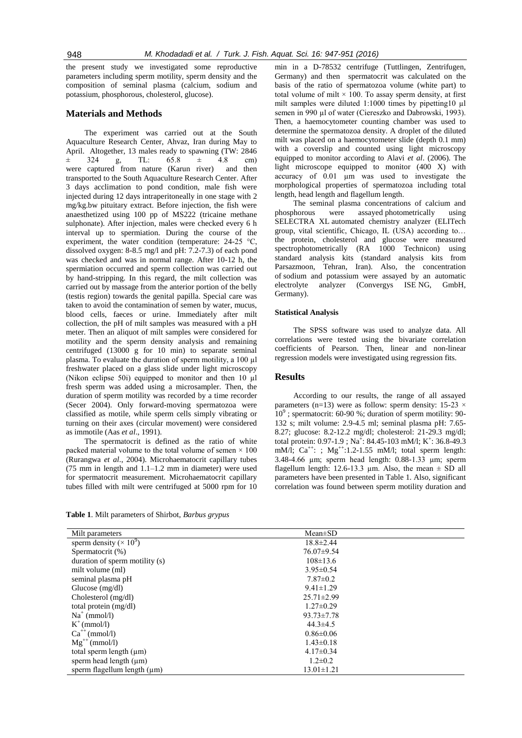the present study we investigated some reproductive parameters including sperm motility, sperm density and the composition of seminal plasma (calcium, sodium and potassium, phosphorous, cholesterol, glucose).

## Materials and Methods

The experiment was carried out at the South Aquaculture Research Center, Ahvaz, Iran during May to April. Altogether, 13 males ready to spawning (TW: 2846 ± 324 g, TL: 65.8 ± 4.8 cm) were captured from nature (Karun river) and then transported to the South Aquaculture Research Center. After 3 days acclimation to pond condition, male fish were injected during 12 days intraperitoneally in one stage with 2 mg/kg.bw pituitary extract. Before injection, the fish were anaesthetized using 100 pp of MS222 (tricaine methane sulphonate). After injection, males were checked every 6 h interval up to spermiation. During the course of the experiment, the water condition (temperature: 24-25 °C, dissolved oxygen: 8-8.5 mg/l and pH: 7.2-7.3) of each pond was checked and was in normal range. After 10-12 h, the spermiation occurred and sperm collection was carried out by hand-stripping. In this regard, the milt collection was carried out by massage from the anterior portion of the belly (testis region) towards the genital papilla. Special care was taken to avoid the contamination of semen by water, mucus, blood cells, faeces or urine. Immediately after milt collection, the pH of milt samples was measured with a pH meter. Then an aliquot of milt samples were considered for motility and the sperm density analysis and remaining centrifuged (13000 g for 10 min) to separate seminal plasma. To evaluate the duration of sperm motility, a 100 µl freshwater placed on a glass slide under light microscopy (Nikon eclipse 50i) equipped to monitor and then 10 µl fresh sperm was added using a microsampler. Then, the duration of sperm motility was recorded by a time recorder (Secer 2004). Only forward-moving spermatozoa were classified as motile, while sperm cells simply vibrating or turning on their axes (circular movement) were considered as immotile (Aas *et al*., 1991).

The spermatocrit is defined as the ratio of white packed material volume to the total volume of semen × 100 (Rurangwa *et al*., 2004). Microhaematocrit capillary tubes (75 mm in length and 1.1–1.2 mm in diameter) were used for spermatocrit measurement. Microhaematocrit capillary tubes filled with milt were centrifuged at 5000 rpm for 10 min in a D-78532 centrifuge (Tuttlingen, Zentrifugen, Germany) and then spermatocrit was calculated on the basis of the ratio of spermatozoa volume (white part) to total volume of milt × 100. To assay sperm density, at first milt samples were diluted 1:1000 times by pipetting10 µl semen in 990 µl of water (Ciereszko and Dabrowski, 1993). Then, a haemocytometer counting chamber was used to determine the spermatozoa density. A droplet of the diluted milt was placed on a haemocytometer slide (depth 0.1 mm) with a coverslip and counted using light microscopy equipped to monitor according to Alavi *et al*. (2006). The light microscope equipped to monitor (400 X) with accuracy of 0.01 µm was used to investigate the morphological properties of spermatozoa including total length, head length and flagellum length.

The seminal plasma concentrations of calcium and phosphorous were assayed photometrically using SELECTRA XL automated chemistry analyzer (ELITech group, vital scientific, Chicago, IL (USA) according to… the protein, cholesterol and glucose were measured spectrophotometrically (RA 1000 Technicon) using standard analysis kits (standard analysis kits from Parsazmoon, Tehran, Iran). Also, the concentration of sodium and potassium were assayed by an automatic electrolyte analyzer (Convergys ISE NG, GmbH, Germany).

### Statistical Analysis

The SPSS software was used to analyze data. All correlations were tested using the bivariate correlation coefficients of Pearson. Then, linear and non-linear regression models were investigated using regression fits.

## Results

According to our results, the range of all assayed parameters (n=13) were as follow: sperm density: 15-23 × $10^9$ ; spermatocrit: 60-90 %; duration of sperm motility: 90-132 s; milt volume: 2.9-4.5 ml; seminal plasma pH: 7.65-8.27; glucose: 8.2-12.2 mg/dl; cholesterol: 21-29.3 mg/dl; total protein: 0.97-1.9 ; $Na^+$: 84.45-103 mM/l; $K^+$: 36.8-49.3 mM/l; $Ca^{++}$: ; $Mg^{++}$:1.2-1.55 mM/l; total sperm length: 3.48-4.66 µm; sperm head length: 0.88-1.33 µm; sperm flagellum length: 12.6-13.3 µm. Also, the mean ± SD all parameters have been presented in Table 1. Also, significant correlation was found between sperm motility duration and

**Table 1**. Milt parameters of Shirbot, *Barbus grypus*

| Milt parameters | Mean±SD |
|---|---|
| sperm density (× $10^9$) | 18.8±2.44 |
| Spermatocrit (%) | 76.07±9.54 |
| duration of sperm motility (s) | 108±13.6 |
| milt volume (ml) | 3.95±0.54 |
| seminal plasma pH | 7.87±0.2 |
| Glucose (mg/dl) | 9.41±1.29 |
| Cholesterol (mg/dl) | 25.71±2.99 |
| total protein (mg/dl) | 1.27±0.29 |
| $Na^+$ (mmol/l) | 93.73±7.78 |
| $K^+$ (mmol/l) | 44.3±4.5 |
| $Ca^{++}$ (mmol/l) | 0.86±0.06 |
| $Mg^{++}$ (mmol/l) | 1.43±0.18 |
| total sperm length (µm) | 4.17±0.34 |
| sperm head length (µm) | 1.2±0.2 |
| sperm flagellum length (µm) | 13.01±1.21 |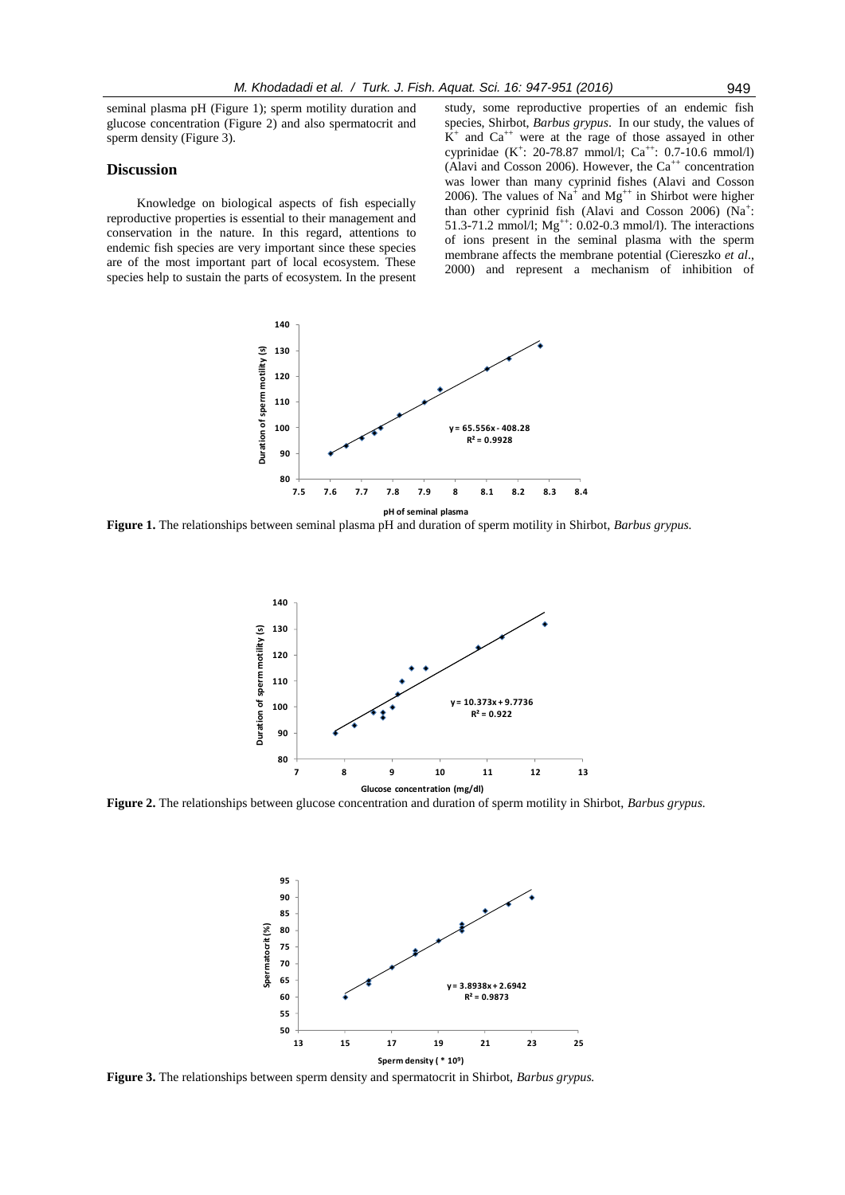seminal plasma pH (Figure 1); sperm motility duration and glucose concentration (Figure 2) and also spermatocrit and sperm density (Figure 3).

## Discussion

Knowledge on biological aspects of fish especially reproductive properties is essential to their management and conservation in the nature. In this regard, attentions to endemic fish species are very important since these species are of the most important part of local ecosystem. These species help to sustain the parts of ecosystem. In the present study, some reproductive properties of an endemic fish species, Shirbot, *Barbus grypus*. In our study, the values of $K^+$ and $Ca^{++}$ were at the rage of those assayed in other cyprinidae ($K^+$: 20-78.87 mmol/l; $Ca^{++}$: 0.7-10.6 mmol/l) (Alavi and Cosson 2006). However, the $Ca^{++}$ concentration was lower than many cyprinid fishes (Alavi and Cosson 2006). The values of $Na^+$ and $Mg^{++}$ in Shirbot were higher than other cyprinid fish (Alavi and Cosson 2006) ($Na^+$: 51.3-71.2 mmol/l; $Mg^{++}$: 0.02-0.3 mmol/l). The interactions of ions present in the seminal plasma with the sperm membrane affects the membrane potential (Ciereszko *et al*., 2000) and represent a mechanism of inhibition of

**Figure 1.** The relationships between seminal plasma pH and duration of sperm motility in Shirbot, *Barbus grypus.*

**Figure 2.** The relationships between glucose concentration and duration of sperm motility in Shirbot, *Barbus grypus.*

**Figure 3.** The relationships between sperm density and spermatocrit in Shirbot, *Barbus grypus.*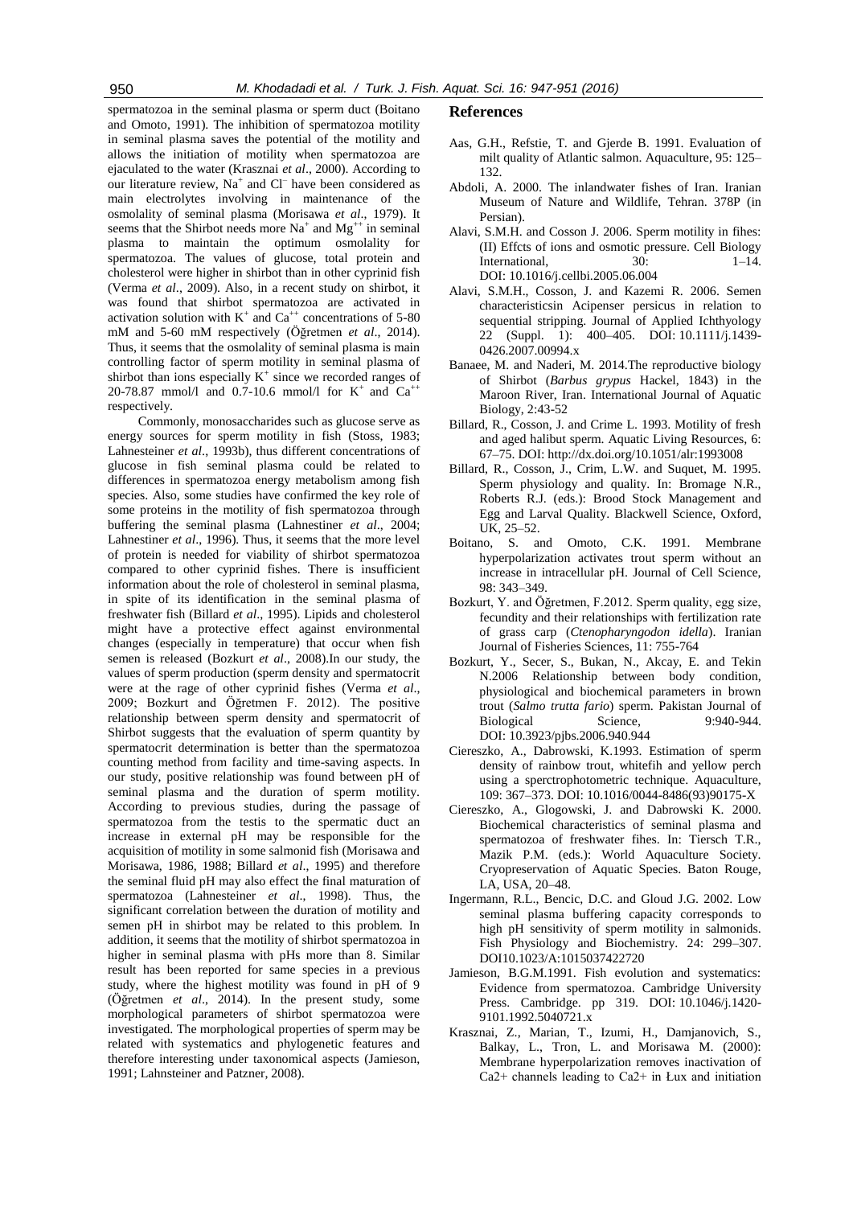spermatozoa in the seminal plasma or sperm duct (Boitano and Omoto, 1991). The inhibition of spermatozoa motility in seminal plasma saves the potential of the motility and allows the initiation of motility when spermatozoa are ejaculated to the water (Krasznai *et al*., 2000). According to our literature review, $Na^+$ and $Cl^-$ have been considered as main electrolytes involving in maintenance of the osmolality of seminal plasma (Morisawa *et al*., 1979). It seems that the Shirbot needs more $Na^+$ and $Mg^{++}$ in seminal plasma to maintain the optimum osmolality for spermatozoa. The values of glucose, total protein and cholesterol were higher in shirbot than in other cyprinid fish (Verma *et al*., 2009). Also, in a recent study on shirbot, it was found that shirbot spermatozoa are activated in activation solution with $K^+$ and $Ca^{++}$ concentrations of 5-80 mM and 5-60 mM respectively (Öğretmen *et al*., 2014). Thus, it seems that the osmolality of seminal plasma is main controlling factor of sperm motility in seminal plasma of shirbot than ions especially $K^+$ since we recorded ranges of 20-78.87 mmol/l and 0.7-10.6 mmol/l for $K^+$ and $Ca^{++}$ respectively.

Commonly, monosaccharides such as glucose serve as energy sources for sperm motility in fish (Stoss, 1983; Lahnesteiner *et al*., 1993b), thus different concentrations of glucose in fish seminal plasma could be related to differences in spermatozoa energy metabolism among fish species. Also, some studies have confirmed the key role of some proteins in the motility of fish spermatozoa through buffering the seminal plasma (Lahnestiner *et al*., 2004; Lahnestiner *et al*., 1996). Thus, it seems that the more level of protein is needed for viability of shirbot spermatozoa compared to other cyprinid fishes. There is insufficient information about the role of cholesterol in seminal plasma, in spite of its identification in the seminal plasma of freshwater fish (Billard *et al*., 1995). Lipids and cholesterol might have a protective effect against environmental changes (especially in temperature) that occur when fish semen is released (Bozkurt *et al*., 2008).In our study, the values of sperm production (sperm density and spermatocrit were at the rage of other cyprinid fishes (Verma *et al*., 2009; Bozkurt and Öğretmen F. 2012). The positive relationship between sperm density and spermatocrit of Shirbot suggests that the evaluation of sperm quantity by spermatocrit determination is better than the spermatozoa counting method from facility and time-saving aspects. In our study, positive relationship was found between pH of seminal plasma and the duration of sperm motility. According to previous studies, during the passage of spermatozoa from the testis to the spermatic duct an increase in external pH may be responsible for the acquisition of motility in some salmonid fish (Morisawa and Morisawa, 1986, 1988; Billard *et al*., 1995) and therefore the seminal fluid pH may also effect the final maturation of spermatozoa (Lahnesteiner *et al*., 1998). Thus, the significant correlation between the duration of motility and semen pH in shirbot may be related to this problem. In addition, it seems that the motility of shirbot spermatozoa in higher in seminal plasma with pHs more than 8. Similar result has been reported for same species in a previous study, where the highest motility was found in pH of 9 (Öğretmen *et al*., 2014). In the present study, some morphological parameters of shirbot spermatozoa were investigated. The morphological properties of sperm may be related with systematics and phylogenetic features and therefore interesting under taxonomical aspects (Jamieson, 1991; Lahnsteiner and Patzner, 2008).

## References

Aas, G.H., Refstie, T. and Gjerde B. 1991. Evaluation of milt quality of Atlantic salmon. Aquaculture, 95: 125–132.

Abdoli, A. 2000. The inlandwater fishes of Iran. Iranian Museum of Nature and Wildlife, Tehran. 378P (in Persian).

Alavi, S.M.H. and Cosson J. 2006. Sperm motility in fihes: (II) Effcts of ions and osmotic pressure. Cell Biology International, 30: 1–14. DOI: 10.1016/j.cellbi.2005.06.004

Alavi, S.M.H., Cosson, J. and Kazemi R. 2006. Semen characteristicsin Acipenser persicus in relation to sequential stripping. Journal of Applied Ichthyology 22 (Suppl. 1): 400–405. DOI: 10.1111/j.1439-0426.2007.00994.x

Banaee, M. and Naderi, M. 2014.The reproductive biology of Shirbot (*Barbus grypus* Hackel, 1843) in the Maroon River, Iran. International Journal of Aquatic Biology, 2:43-52

Billard, R., Cosson, J. and Crime L. 1993. Motility of fresh and aged halibut sperm. Aquatic Living Resources, 6: 67–75. DOI: http://dx.doi.org/10.1051/alr:1993008

Billard, R., Cosson, J., Crim, L.W. and Suquet, M. 1995. Sperm physiology and quality. In: Bromage N.R., Roberts R.J. (eds.): Brood Stock Management and Egg and Larval Quality. Blackwell Science, Oxford, UK, 25–52.

Boitano, S. and Omoto, C.K. 1991. Membrane hyperpolarization activates trout sperm without an increase in intracellular pH. Journal of Cell Science, 98: 343–349.

Bozkurt, Y. and Öğretmen, F.2012. Sperm quality, egg size, fecundity and their relationships with fertilization rate of grass carp (*Ctenopharyngodon idella*). Iranian Journal of Fisheries Sciences, 11: 755-764

Bozkurt, Y., Secer, S., Bukan, N., Akcay, E. and Tekin N.2006 Relationship between body condition, physiological and biochemical parameters in brown trout (*Salmo trutta fario*) sperm. Pakistan Journal of Biological Science, 9:940-944. DOI: 10.3923/pjbs.2006.940.944

Ciereszko, A., Dabrowski, K.1993. Estimation of sperm density of rainbow trout, whitefih and yellow perch using a sperctrophotometric technique. Aquaculture, 109: 367–373. DOI: 10.1016/0044-8486(93)90175-X

Ciereszko, A., Glogowski, J. and Dabrowski K. 2000. Biochemical characteristics of seminal plasma and spermatozoa of freshwater fihes. In: Tiersch T.R., Mazik P.M. (eds.): World Aquaculture Society. Cryopreservation of Aquatic Species. Baton Rouge, LA, USA, 20–48.

Ingermann, R.L., Bencic, D.C. and Gloud J.G. 2002. Low seminal plasma buffering capacity corresponds to high pH sensitivity of sperm motility in salmonids. Fish Physiology and Biochemistry. 24: 299–307. DOI10.1023/A:1015037422720

Jamieson, B.G.M.1991. Fish evolution and systematics: Evidence from spermatozoa. Cambridge University Press. Cambridge. pp 319. DOI: 10.1046/j.1420-9101.1992.5040721.x

Krasznai, Z., Marian, T., Izumi, H., Damjanovich, S., Balkay, L., Tron, L. and Morisawa M. (2000): Membrane hyperpolarization removes inactivation of Ca2+ channels leading to Ca2+ in Łux and initiation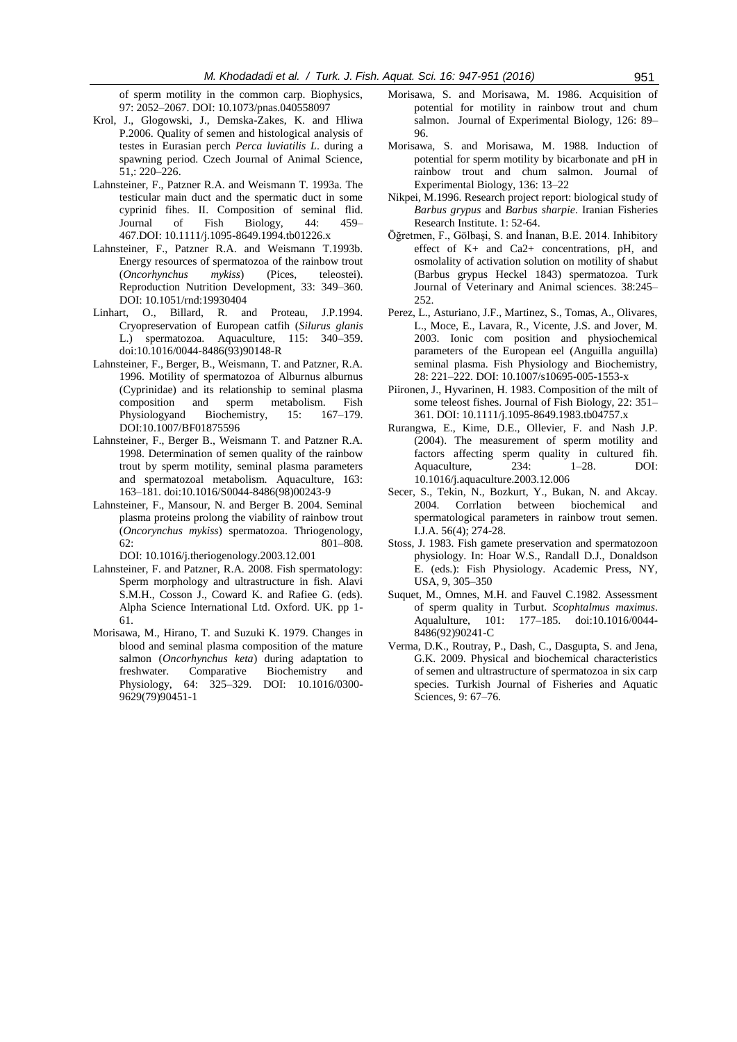of sperm motility in the common carp. Biophysics, 97: 2052–2067. DOI: 10.1073/pnas.040558097

Krol, J., Glogowski, J., Demska-Zakes, K. and Hliwa P.2006. Quality of semen and histological analysis of testes in Eurasian perch *Perca luviatilis L*. during a spawning period. Czech Journal of Animal Science, 51,: 220–226.

Lahnsteiner, F., Patzner R.A. and Weismann T. 1993a. The testicular main duct and the spermatic duct in some cyprinid fihes. II. Composition of seminal flid. Journal of Fish Biology, 44: 459–467.DOI: 10.1111/j.1095-8649.1994.tb01226.x

Lahnsteiner, F., Patzner R.A. and Weismann T.1993b. Energy resources of spermatozoa of the rainbow trout (*Oncorhynchus mykiss*) (Pices, teleostei). Reproduction Nutrition Development, 33: 349–360. DOI: 10.1051/rnd:19930404

Linhart, O., Billard, R. and Proteau, J.P.1994. Cryopreservation of European catfih (*Silurus glanis* L.) spermatozoa. Aquaculture, 115: 340–359. doi:10.1016/0044-8486(93)90148-R

Lahnsteiner, F., Berger, B., Weismann, T. and Patzner, R.A. 1996. Motility of spermatozoa of Alburnus alburnus (Cyprinidae) and its relationship to seminal plasma composition and sperm metabolism. Fish Physiologyand Biochemistry, 15: 167–179. DOI:10.1007/BF01875596

Lahnsteiner, F., Berger B., Weismann T. and Patzner R.A. 1998. Determination of semen quality of the rainbow trout by sperm motility, seminal plasma parameters and spermatozoal metabolism. Aquaculture, 163: 163–181. doi:10.1016/S0044-8486(98)00243-9

Lahnsteiner, F., Mansour, N. and Berger B. 2004. Seminal plasma proteins prolong the viability of rainbow trout (*Oncorynchus mykiss*) spermatozoa. Thriogenology, 62: 801–808. DOI: 10.1016/j.theriogenology.2003.12.001

Lahnsteiner, F. and Patzner, R.A. 2008. Fish spermatology: Sperm morphology and ultrastructure in fish. Alavi S.M.H., Cosson J., Coward K. and Rafiee G. (eds). Alpha Science International Ltd. Oxford. UK. pp 1-61.

Morisawa, M., Hirano, T. and Suzuki K. 1979. Changes in blood and seminal plasma composition of the mature salmon (*Oncorhynchus keta*) during adaptation to freshwater. Comparative Biochemistry and Physiology, 64: 325–329. DOI: 10.1016/0300-9629(79)90451-1

Morisawa, S. and Morisawa, M. 1986. Acquisition of potential for motility in rainbow trout and chum salmon. Journal of Experimental Biology, 126: 89–96.

Morisawa, S. and Morisawa, M. 1988. Induction of potential for sperm motility by bicarbonate and pH in rainbow trout and chum salmon. Journal of Experimental Biology, 136: 13–22

Nikpei, M.1996. Research project report: biological study of *Barbus grypus* and *Barbus sharpie*. Iranian Fisheries Research Institute. 1: 52-64.

Öğretmen, F., Gölbaşi, S. and İnanan, B.E. 2014. Inhibitory effect of K+ and Ca2+ concentrations, pH, and osmolality of activation solution on motility of shabut (Barbus grypus Heckel 1843) spermatozoa. Turk Journal of Veterinary and Animal sciences. 38:245–252.

Perez, L., Asturiano, J.F., Martinez, S., Tomas, A., Olivares, L., Moce, E., Lavara, R., Vicente, J.S. and Jover, M. 2003. Ionic com position and physiochemical parameters of the European eel (Anguilla anguilla) seminal plasma. Fish Physiology and Biochemistry, 28: 221–222. DOI: 10.1007/s10695-005-1553-x

Piironen, J., Hyvarinen, H. 1983. Composition of the milt of some teleost fishes. Journal of Fish Biology, 22: 351–361. DOI: 10.1111/j.1095-8649.1983.tb04757.x

Rurangwa, E., Kime, D.E., Ollevier, F. and Nash J.P. (2004). The measurement of sperm motility and factors affecting sperm quality in cultured fih. Aquaculture, 234: 1–28. DOI: 10.1016/j.aquaculture.2003.12.006

Secer, S., Tekin, N., Bozkurt, Y., Bukan, N. and Akcay. 2004. Corrlation between biochemical and spermatological parameters in rainbow trout semen. I.J.A. 56(4); 274-28.

Stoss, J. 1983. Fish gamete preservation and spermatozoon physiology. In: Hoar W.S., Randall D.J., Donaldson E. (eds.): Fish Physiology. Academic Press, NY, USA, 9, 305–350

Suquet, M., Omnes, M.H. and Fauvel C.1982. Assessment of sperm quality in Turbut. *Scophtalmus maximus*. Aqualulture, 101: 177–185. doi:10.1016/0044-8486(92)90241-C

Verma, D.K., Routray, P., Dash, C., Dasgupta, S. and Jena, G.K. 2009. Physical and biochemical characteristics of semen and ultrastructure of spermatozoa in six carp species. Turkish Journal of Fisheries and Aquatic Sciences, 9: 67–76.